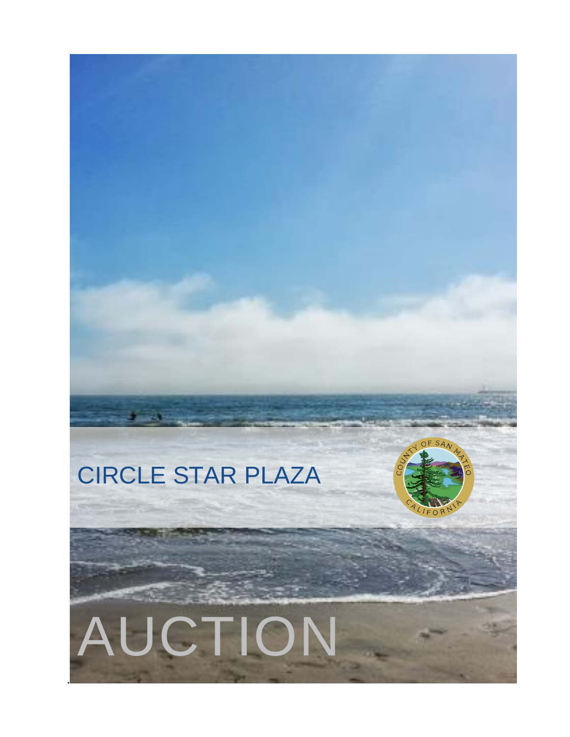# CIRCLE STAR PLAZA

# AUCTION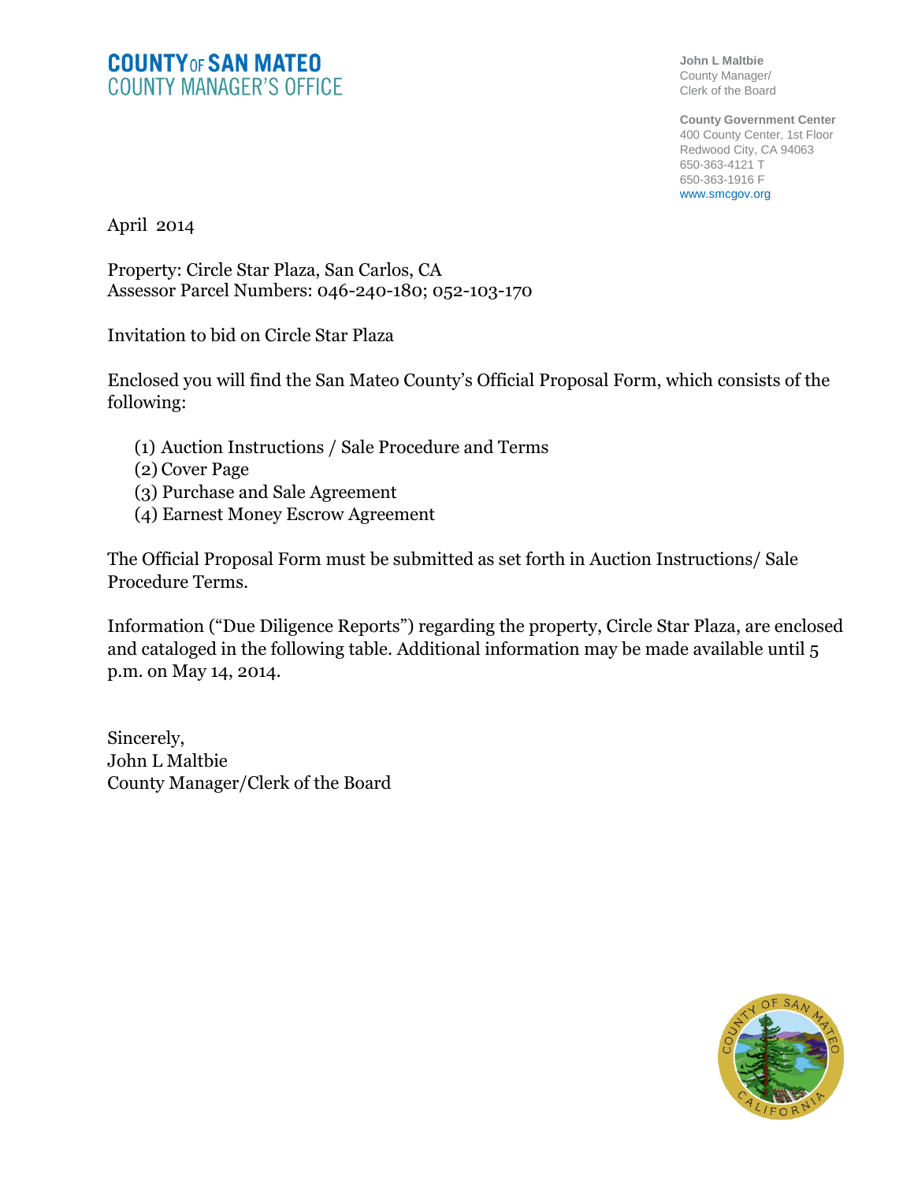**COUNTY OF SAN MATEO**
**COUNTY MANAGER'S OFFICE**

**John L Maltbie**
County Manager/
Clerk of the Board

**County Government Center**
400 County Center, 1st Floor
Redwood City, CA 94063
650-363-4121 T
650-363-1916 F
www.smcgov.org

April 2014

Property: Circle Star Plaza, San Carlos, CA
Assessor Parcel Numbers: 046-240-180; 052-103-170

Invitation to bid on Circle Star Plaza

Enclosed you will find the San Mateo County's Official Proposal Form, which consists of the following:

(1) Auction Instructions / Sale Procedure and Terms
(2) Cover Page
(3) Purchase and Sale Agreement
(4) Earnest Money Escrow Agreement

The Official Proposal Form must be submitted as set forth in Auction Instructions/ Sale Procedure Terms.

Information ("Due Diligence Reports") regarding the property, Circle Star Plaza, are enclosed and cataloged in the following table. Additional information may be made available until 5 p.m. on May 14, 2014.

Sincerely,
John L Maltbie
County Manager/Clerk of the Board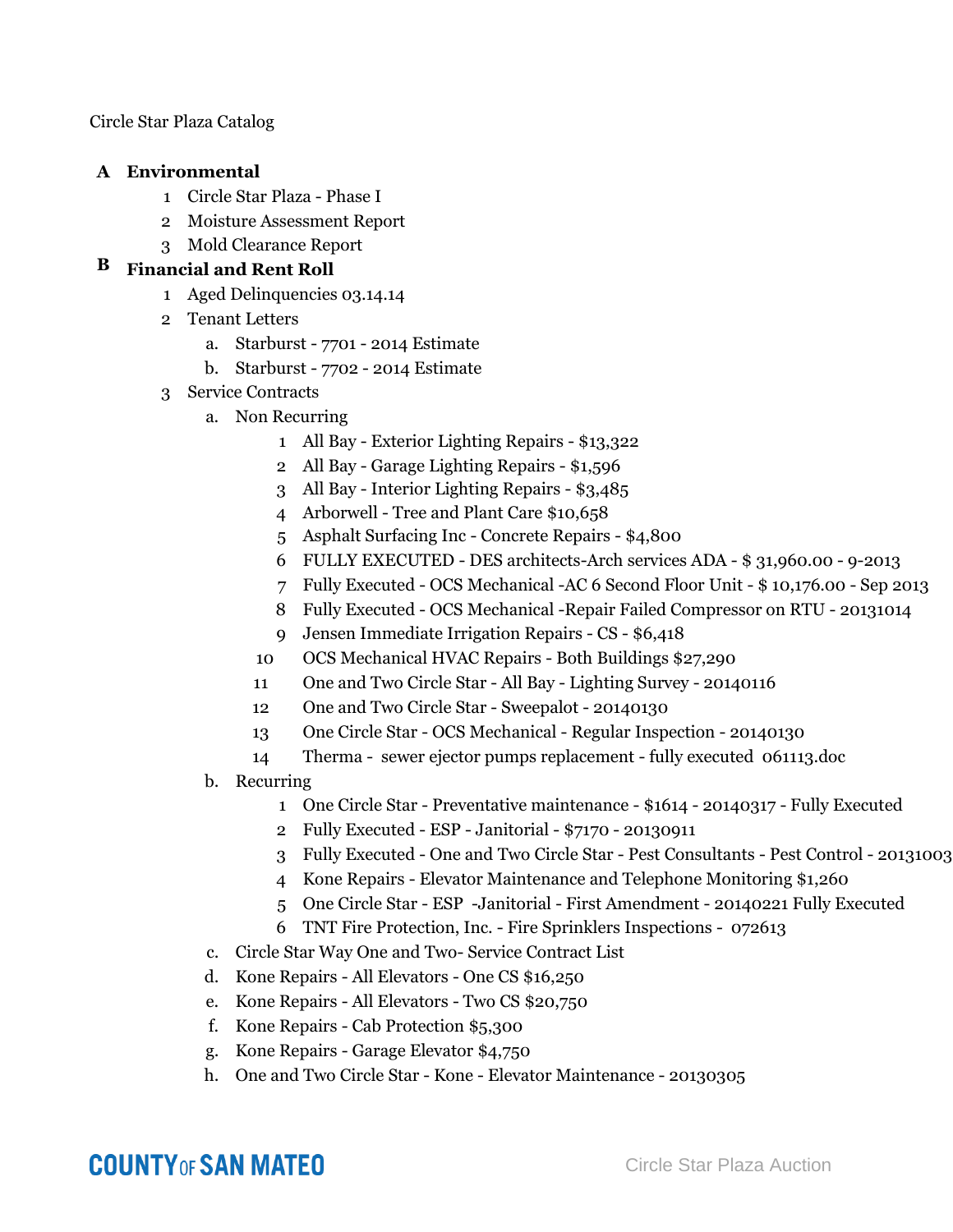Circle Star Plaza Catalog

## A Environmental

1. Circle Star Plaza - Phase I
2. Moisture Assessment Report
3. Mold Clearance Report

## B Financial and Rent Roll

1. Aged Delinquencies 03.14.14
2. Tenant Letters
   - a. Starburst - 7701 - 2014 Estimate
   - b. Starburst - 7702 - 2014 Estimate
3. Service Contracts
   - a. Non Recurring
     1. All Bay - Exterior Lighting Repairs - $13,322
     2. All Bay - Garage Lighting Repairs - $1,596
     3. All Bay - Interior Lighting Repairs - $3,485
     4. Arborwell - Tree and Plant Care $10,658
     5. Asphalt Surfacing Inc - Concrete Repairs - $4,800
     6. FULLY EXECUTED - DES architects-Arch services ADA - $ 31,960.00 - 9-2013
     7. Fully Executed - OCS Mechanical -AC 6 Second Floor Unit - $ 10,176.00 - Sep 2013
     8. Fully Executed - OCS Mechanical -Repair Failed Compressor on RTU - 20131014
     9. Jensen Immediate Irrigation Repairs - CS - $6,418
     10. OCS Mechanical HVAC Repairs - Both Buildings $27,290
     11. One and Two Circle Star - All Bay - Lighting Survey - 20140116
     12. One and Two Circle Star - Sweepalot - 20140130
     13. One Circle Star - OCS Mechanical - Regular Inspection - 20140130
     14. Therma - sewer ejector pumps replacement - fully executed 061113.doc
   - b. Recurring
     1. One Circle Star - Preventative maintenance - $1614 - 20140317 - Fully Executed
     2. Fully Executed - ESP - Janitorial - $7170 - 20130911
     3. Fully Executed - One and Two Circle Star - Pest Consultants - Pest Control - 20131003
     4. Kone Repairs - Elevator Maintenance and Telephone Monitoring $1,260
     5. One Circle Star - ESP -Janitorial - First Amendment - 20140221 Fully Executed
     6. TNT Fire Protection, Inc. - Fire Sprinklers Inspections - 072613
   - c. Circle Star Way One and Two- Service Contract List
   - d. Kone Repairs - All Elevators - One CS $16,250
   - e. Kone Repairs - All Elevators - Two CS $20,750
   - f. Kone Repairs - Cab Protection $5,300
   - g. Kone Repairs - Garage Elevator $4,750
   - h. One and Two Circle Star - Kone - Elevator Maintenance - 20130305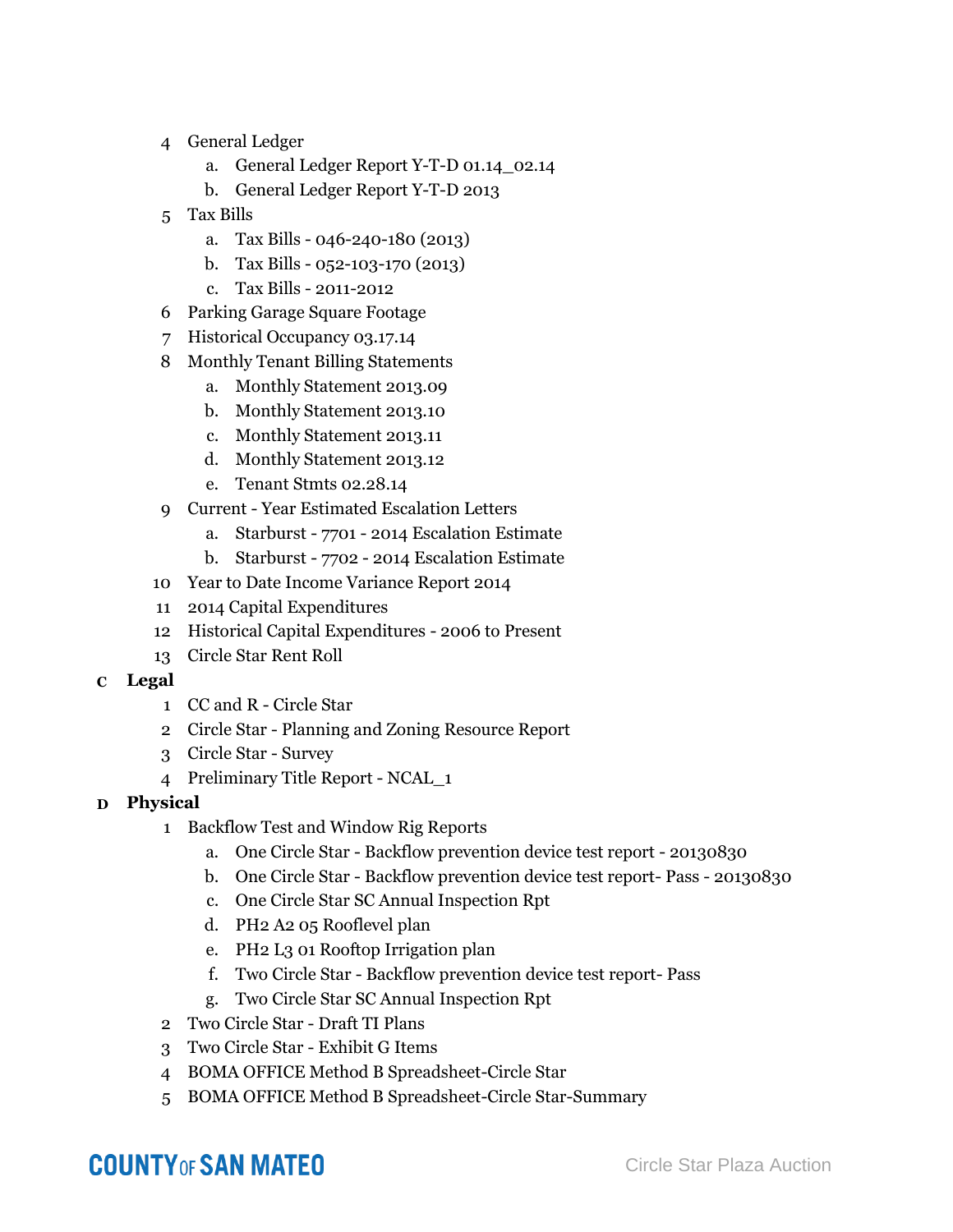4. General Ledger
    a. General Ledger Report Y-T-D 01.14_02.14
    b. General Ledger Report Y-T-D 2013
5. Tax Bills
    a. Tax Bills - 046-240-180 (2013)
    b. Tax Bills - 052-103-170 (2013)
    c. Tax Bills - 2011-2012
6. Parking Garage Square Footage
7. Historical Occupancy 03.17.14
8. Monthly Tenant Billing Statements
    a. Monthly Statement 2013.09
    b. Monthly Statement 2013.10
    c. Monthly Statement 2013.11
    d. Monthly Statement 2013.12
    e. Tenant Stmts 02.28.14
9. Current - Year Estimated Escalation Letters
    a. Starburst - 7701 - 2014 Escalation Estimate
    b. Starburst - 7702 - 2014 Escalation Estimate
10. Year to Date Income Variance Report 2014
11. 2014 Capital Expenditures
12. Historical Capital Expenditures - 2006 to Present
13. Circle Star Rent Roll

**C Legal**

1. CC and R - Circle Star
2. Circle Star - Planning and Zoning Resource Report
3. Circle Star - Survey
4. Preliminary Title Report - NCAL_1

**D Physical**

1. Backflow Test and Window Rig Reports
    a. One Circle Star - Backflow prevention device test report - 20130830
    b. One Circle Star - Backflow prevention device test report- Pass - 20130830
    c. One Circle Star SC Annual Inspection Rpt
    d. PH2 A2 05 Rooflevel plan
    e. PH2 L3 01 Rooftop Irrigation plan
    f. Two Circle Star - Backflow prevention device test report- Pass
    g. Two Circle Star SC Annual Inspection Rpt
2. Two Circle Star - Draft TI Plans
3. Two Circle Star - Exhibit G Items
4. BOMA OFFICE Method B Spreadsheet-Circle Star
5. BOMA OFFICE Method B Spreadsheet-Circle Star-Summary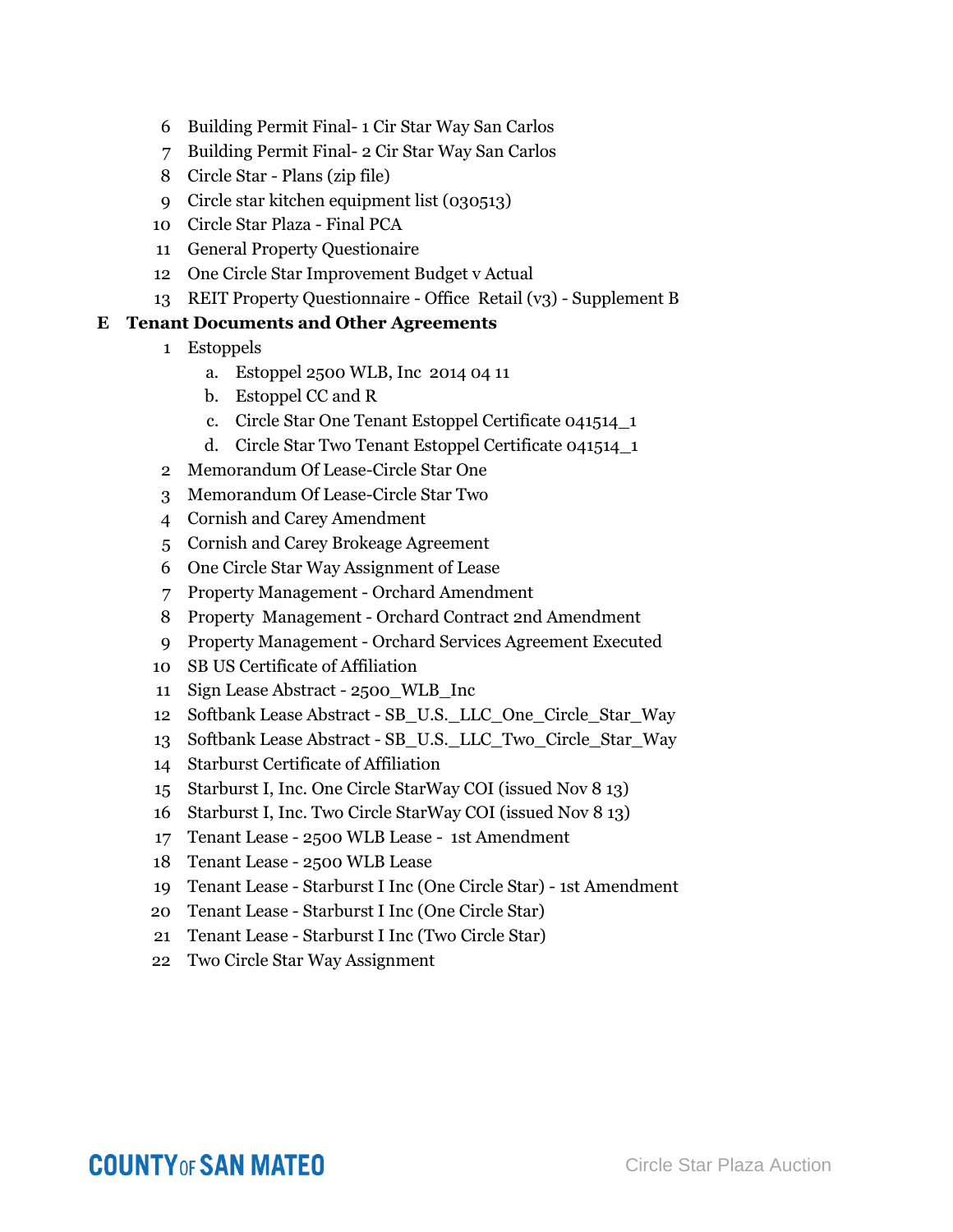6. Building Permit Final- 1 Cir Star Way San Carlos
7. Building Permit Final- 2 Cir Star Way San Carlos
8. Circle Star - Plans (zip file)
9. Circle star kitchen equipment list (030513)
10. Circle Star Plaza - Final PCA
11. General Property Questionaire
12. One Circle Star Improvement Budget v Actual
13. REIT Property Questionnaire - Office Retail (v3) - Supplement B

**E Tenant Documents and Other Agreements**

1. Estoppels
   a. Estoppel 2500 WLB, Inc 2014 04 11
   b. Estoppel CC and R
   c. Circle Star One Tenant Estoppel Certificate 041514_1
   d. Circle Star Two Tenant Estoppel Certificate 041514_1
2. Memorandum Of Lease-Circle Star One
3. Memorandum Of Lease-Circle Star Two
4. Cornish and Carey Amendment
5. Cornish and Carey Brokeage Agreement
6. One Circle Star Way Assignment of Lease
7. Property Management - Orchard Amendment
8. Property Management - Orchard Contract 2nd Amendment
9. Property Management - Orchard Services Agreement Executed
10. SB US Certificate of Affiliation
11. Sign Lease Abstract - 2500_WLB_Inc
12. Softbank Lease Abstract - SB_U.S._LLC_One_Circle_Star_Way
13. Softbank Lease Abstract - SB_U.S._LLC_Two_Circle_Star_Way
14. Starburst Certificate of Affiliation
15. Starburst I, Inc. One Circle StarWay COI (issued Nov 8 13)
16. Starburst I, Inc. Two Circle StarWay COI (issued Nov 8 13)
17. Tenant Lease - 2500 WLB Lease - 1st Amendment
18. Tenant Lease - 2500 WLB Lease
19. Tenant Lease - Starburst I Inc (One Circle Star) - 1st Amendment
20. Tenant Lease - Starburst I Inc (One Circle Star)
21. Tenant Lease - Starburst I Inc (Two Circle Star)
22. Two Circle Star Way Assignment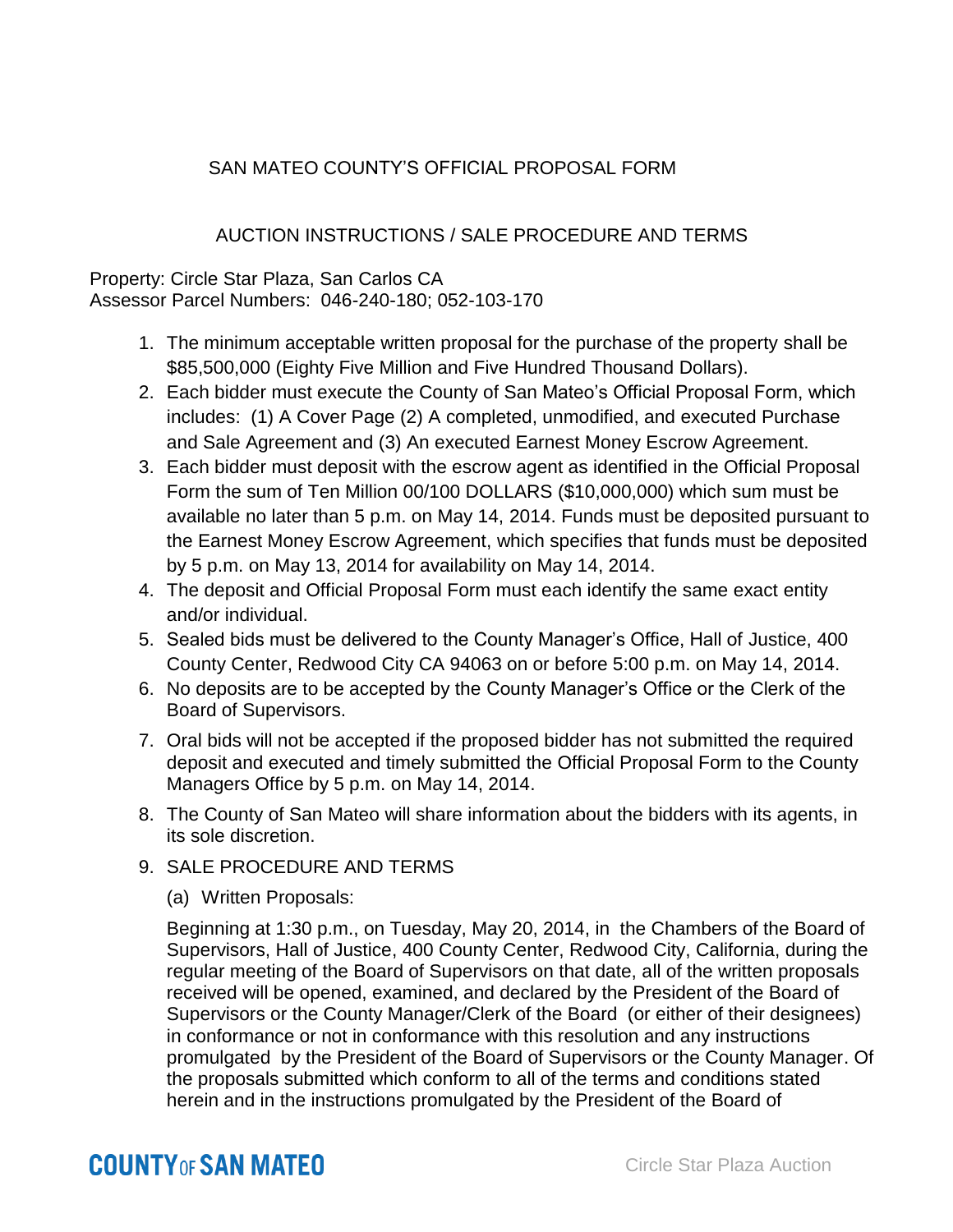SAN MATEO COUNTY'S OFFICIAL PROPOSAL FORM

AUCTION INSTRUCTIONS / SALE PROCEDURE AND TERMS

Property: Circle Star Plaza, San Carlos CA
Assessor Parcel Numbers: 046-240-180; 052-103-170

1. The minimum acceptable written proposal for the purchase of the property shall be $85,500,000 (Eighty Five Million and Five Hundred Thousand Dollars).
2. Each bidder must execute the County of San Mateo's Official Proposal Form, which includes: (1) A Cover Page (2) A completed, unmodified, and executed Purchase and Sale Agreement and (3) An executed Earnest Money Escrow Agreement.
3. Each bidder must deposit with the escrow agent as identified in the Official Proposal Form the sum of Ten Million 00/100 DOLLARS ($10,000,000) which sum must be available no later than 5 p.m. on May 14, 2014. Funds must be deposited pursuant to the Earnest Money Escrow Agreement, which specifies that funds must be deposited by 5 p.m. on May 13, 2014 for availability on May 14, 2014.
4. The deposit and Official Proposal Form must each identify the same exact entity and/or individual.
5. Sealed bids must be delivered to the County Manager's Office, Hall of Justice, 400 County Center, Redwood City CA 94063 on or before 5:00 p.m. on May 14, 2014.
6. No deposits are to be accepted by the County Manager's Office or the Clerk of the Board of Supervisors.
7. Oral bids will not be accepted if the proposed bidder has not submitted the required deposit and executed and timely submitted the Official Proposal Form to the County Managers Office by 5 p.m. on May 14, 2014.
8. The County of San Mateo will share information about the bidders with its agents, in its sole discretion.
9. SALE PROCEDURE AND TERMS

   (a) Written Proposals:

   Beginning at 1:30 p.m., on Tuesday, May 20, 2014, in the Chambers of the Board of Supervisors, Hall of Justice, 400 County Center, Redwood City, California, during the regular meeting of the Board of Supervisors on that date, all of the written proposals received will be opened, examined, and declared by the President of the Board of Supervisors or the County Manager/Clerk of the Board (or either of their designees) in conformance or not in conformance with this resolution and any instructions promulgated by the President of the Board of Supervisors or the County Manager. Of the proposals submitted which conform to all of the terms and conditions stated herein and in the instructions promulgated by the President of the Board of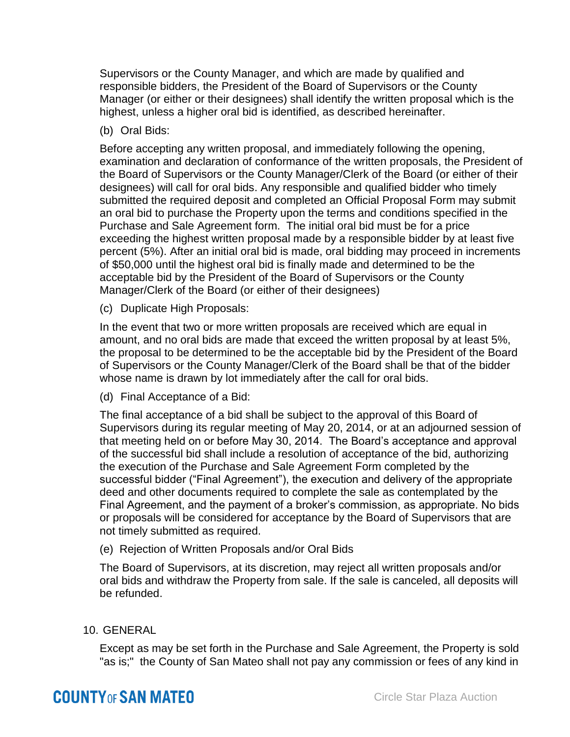Supervisors or the County Manager, and which are made by qualified and responsible bidders, the President of the Board of Supervisors or the County Manager (or either or their designees) shall identify the written proposal which is the highest, unless a higher oral bid is identified, as described hereinafter.

(b) Oral Bids:

Before accepting any written proposal, and immediately following the opening, examination and declaration of conformance of the written proposals, the President of the Board of Supervisors or the County Manager/Clerk of the Board (or either of their designees) will call for oral bids. Any responsible and qualified bidder who timely submitted the required deposit and completed an Official Proposal Form may submit an oral bid to purchase the Property upon the terms and conditions specified in the Purchase and Sale Agreement form. The initial oral bid must be for a price exceeding the highest written proposal made by a responsible bidder by at least five percent (5%). After an initial oral bid is made, oral bidding may proceed in increments of $50,000 until the highest oral bid is finally made and determined to be the acceptable bid by the President of the Board of Supervisors or the County Manager/Clerk of the Board (or either of their designees)

(c) Duplicate High Proposals:

In the event that two or more written proposals are received which are equal in amount, and no oral bids are made that exceed the written proposal by at least 5%, the proposal to be determined to be the acceptable bid by the President of the Board of Supervisors or the County Manager/Clerk of the Board shall be that of the bidder whose name is drawn by lot immediately after the call for oral bids.

(d) Final Acceptance of a Bid:

The final acceptance of a bid shall be subject to the approval of this Board of Supervisors during its regular meeting of May 20, 2014, or at an adjourned session of that meeting held on or before May 30, 2014. The Board's acceptance and approval of the successful bid shall include a resolution of acceptance of the bid, authorizing the execution of the Purchase and Sale Agreement Form completed by the successful bidder ("Final Agreement"), the execution and delivery of the appropriate deed and other documents required to complete the sale as contemplated by the Final Agreement, and the payment of a broker's commission, as appropriate. No bids or proposals will be considered for acceptance by the Board of Supervisors that are not timely submitted as required.

(e) Rejection of Written Proposals and/or Oral Bids

The Board of Supervisors, at its discretion, may reject all written proposals and/or oral bids and withdraw the Property from sale. If the sale is canceled, all deposits will be refunded.

10. GENERAL

Except as may be set forth in the Purchase and Sale Agreement, the Property is sold "as is;" the County of San Mateo shall not pay any commission or fees of any kind in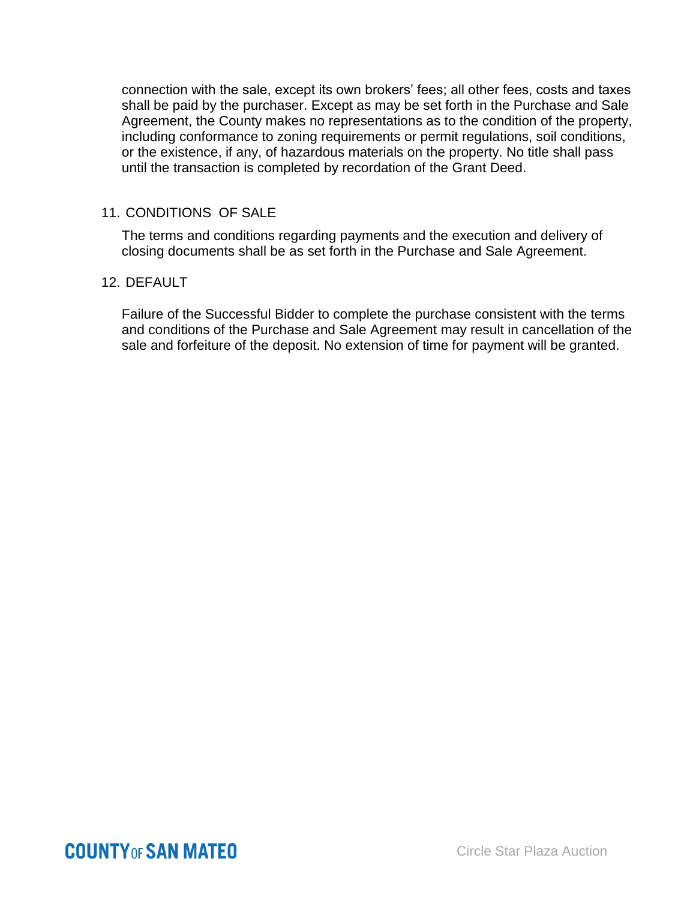connection with the sale, except its own brokers' fees; all other fees, costs and taxes shall be paid by the purchaser. Except as may be set forth in the Purchase and Sale Agreement, the County makes no representations as to the condition of the property, including conformance to zoning requirements or permit regulations, soil conditions, or the existence, if any, of hazardous materials on the property. No title shall pass until the transaction is completed by recordation of the Grant Deed.

## 11. CONDITIONS OF SALE

The terms and conditions regarding payments and the execution and delivery of closing documents shall be as set forth in the Purchase and Sale Agreement.

## 12. DEFAULT

Failure of the Successful Bidder to complete the purchase consistent with the terms and conditions of the Purchase and Sale Agreement may result in cancellation of the sale and forfeiture of the deposit. No extension of time for payment will be granted.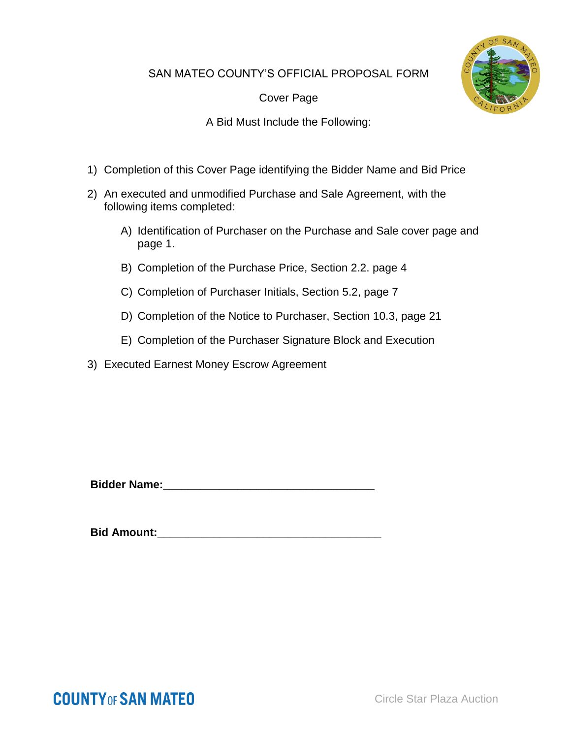SAN MATEO COUNTY'S OFFICIAL PROPOSAL FORM

Cover Page

A Bid Must Include the Following:

1) Completion of this Cover Page identifying the Bidder Name and Bid Price
2) An executed and unmodified Purchase and Sale Agreement, with the following items completed:
   A) Identification of Purchaser on the Purchase and Sale cover page and page 1.
   B) Completion of the Purchase Price, Section 2.2. page 4
   C) Completion of Purchaser Initials, Section 5.2, page 7
   D) Completion of the Notice to Purchaser, Section 10.3, page 21
   E) Completion of the Purchaser Signature Block and Execution
3) Executed Earnest Money Escrow Agreement

**Bidder Name:**___________________________________

**Bid Amount:**_____________________________________